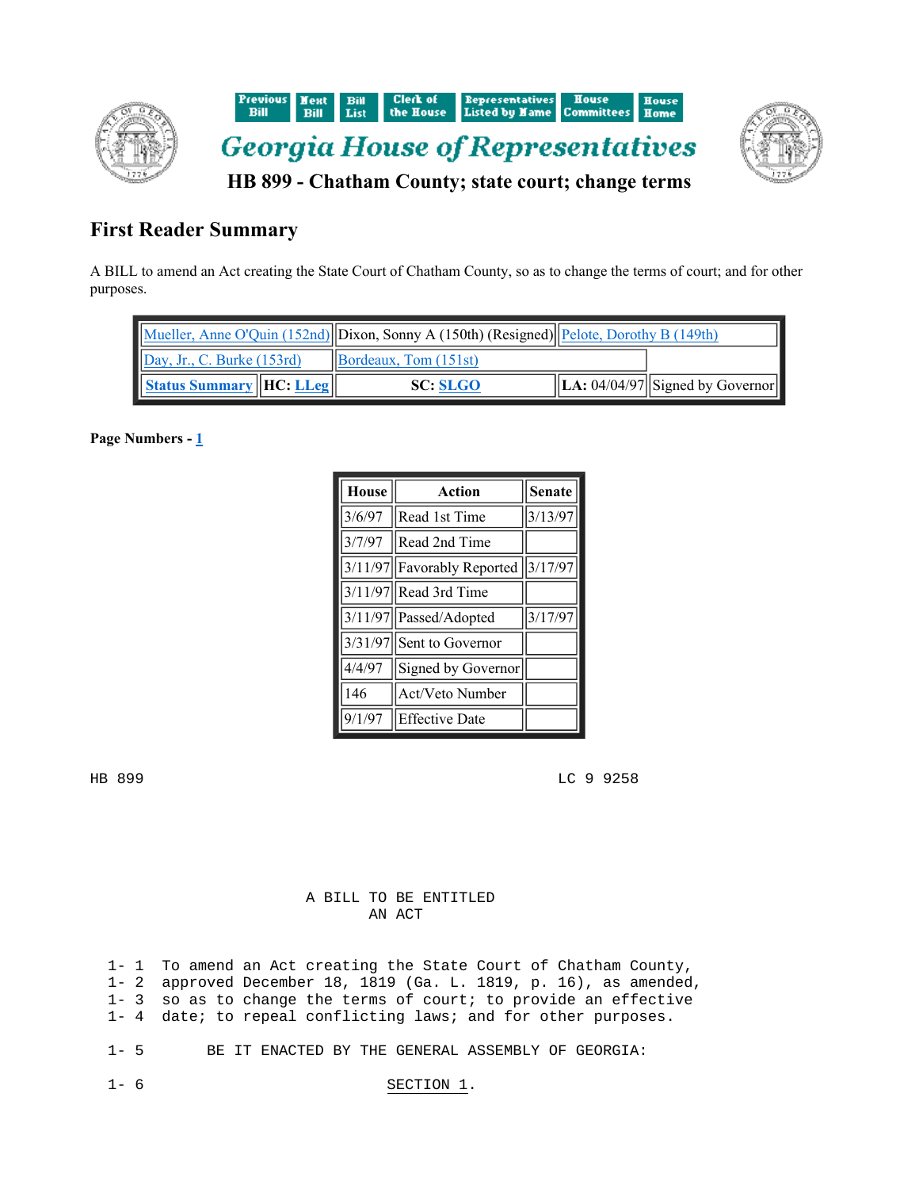Previous Bill | Next Bill | Bill List | Clerk of the House | Representatives Listed by Name | House Committees | House Home

# Georgia House of Representatives

## HB 899 - Chatham County; state court; change terms

## First Reader Summary

A BILL to amend an Act creating the State Court of Chatham County, so as to change the terms of court; and for other purposes.

| | | | |
|---|---|---|---|
| Mueller, Anne O'Quin (152nd) | Dixon, Sonny A (150th) (Resigned) | Pelote, Dorothy B (149th) | |
| Day, Jr., C. Burke (153rd) | Bordeaux, Tom (151st) | | |
| **Status Summary** | **HC:** LLeg | **SC:** SLGO | **LA:** 04/04/97 | Signed by Governor |

**Page Numbers - 1**

| House | Action | Senate |
|---|---|---|
| 3/6/97 | Read 1st Time | 3/13/97 |
| 3/7/97 | Read 2nd Time | |
| 3/11/97 | Favorably Reported | 3/17/97 |
| 3/11/97 | Read 3rd Time | |
| 3/11/97 | Passed/Adopted | 3/17/97 |
| 3/31/97 | Sent to Governor | |
| 4/4/97 | Signed by Governor | |
| 146 | Act/Veto Number | |
| 9/1/97 | Effective Date | |

```
HB 899                                          LC 9 9258



                      A BILL TO BE ENTITLED
                             AN ACT

 1- 1  To amend an Act creating the State Court of Chatham County,
 1- 2  approved December 18, 1819 (Ga. L. 1819, p. 16), as amended,
 1- 3  so as to change the terms of court; to provide an effective
 1- 4  date; to repeal conflicting laws; and for other purposes.

 1- 5       BE IT ENACTED BY THE GENERAL ASSEMBLY OF GEORGIA:

 1- 6                          SECTION 1.
```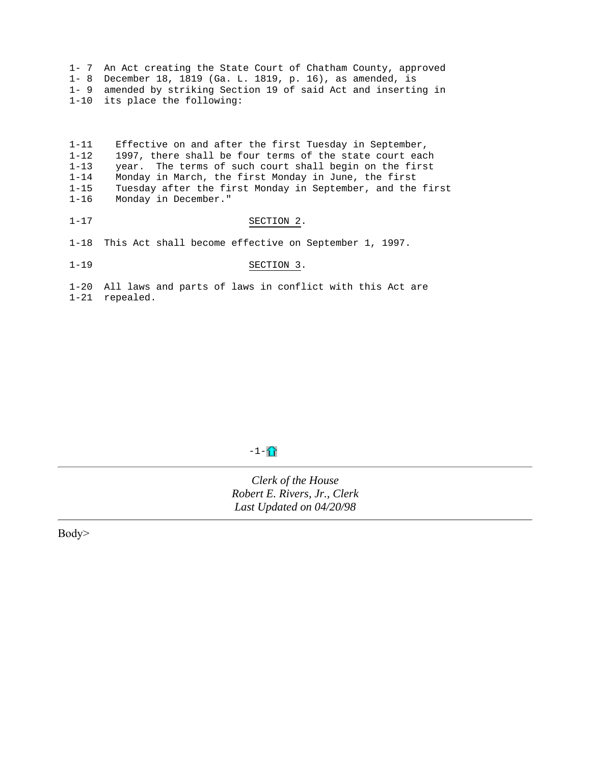1- 7 An Act creating the State Court of Chatham County, approved
1- 8 December 18, 1819 (Ga. L. 1819, p. 16), as amended, is
1- 9 amended by striking Section 19 of said Act and inserting in
1-10 its place the following:

1-11 Effective on and after the first Tuesday in September,
1-12 1997, there shall be four terms of the state court each
1-13 year. The terms of such court shall begin on the first
1-14 Monday in March, the first Monday in June, the first
1-15 Tuesday after the first Monday in September, and the first
1-16 Monday in December."

1-17 SECTION 2.

1-18 This Act shall become effective on September 1, 1997.

1-19 SECTION 3.

1-20 All laws and parts of laws in conflict with this Act are
1-21 repealed.

*Clerk of the House*
*Robert E. Rivers, Jr., Clerk*
*Last Updated on 04/20/98*

Body>